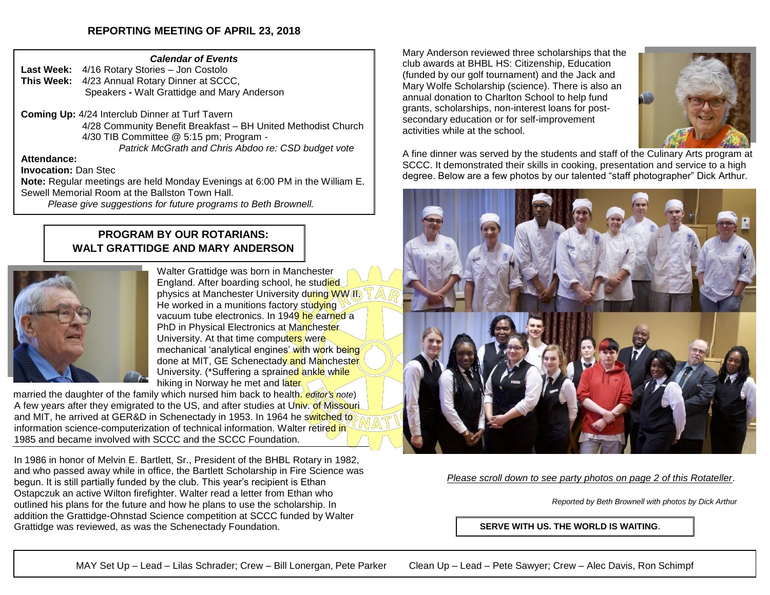## REPORTING MEETING OF APRIL 23, 2018

***Calendar of Events***

**Last Week:** 4/16 Rotary Stories – Jon Costolo
**This Week:** 4/23 Annual Rotary Dinner at SCCC, Speakers **-** Walt Grattidge and Mary Anderson

**Coming Up:** 4/24 Interclub Dinner at Turf Tavern
4/28 Community Benefit Breakfast – BH United Methodist Church
4/30 TIB Committee @ 5:15 pm; Program - *Patrick McGrath and Chris Abdoo re: CSD budget vote*

**Attendance:**
**Invocation:** Dan Stec
**Note:** Regular meetings are held Monday Evenings at 6:00 PM in the William E. Sewell Memorial Room at the Ballston Town Hall.
*Please give suggestions for future programs to Beth Brownell.*

### PROGRAM BY OUR ROTARIANS: WALT GRATTIDGE AND MARY ANDERSON

Walter Grattidge was born in Manchester England. After boarding school, he studied physics at Manchester University during WW II. He worked in a munitions factory studying vacuum tube electronics. In 1949 he earned a PhD in Physical Electronics at Manchester University. At that time computers were mechanical 'analytical engines' with work being done at MIT, GE Schenectady and Manchester University. (*Suffering a sprained ankle while hiking in Norway he met and later married the daughter of the family which nursed him back to health. *editor's note*) A few years after they emigrated to the US, and after studies at Univ. of Missouri and MIT, he arrived at GER&D in Schenectady in 1953. In 1964 he switched to information science-computerization of technical information. Walter retired in 1985 and became involved with SCCC and the SCCC Foundation.

In 1986 in honor of Melvin E. Bartlett, Sr., President of the BHBL Rotary in 1982, and who passed away while in office, the Bartlett Scholarship in Fire Science was begun. It is still partially funded by the club. This year's recipient is Ethan Ostapczuk an active Wilton firefighter. Walter read a letter from Ethan who outlined his plans for the future and how he plans to use the scholarship. In addition the Grattidge-Ohnstad Science competition at SCCC funded by Walter Grattidge was reviewed, as was the Schenectady Foundation.

Mary Anderson reviewed three scholarships that the club awards at BHBL HS: Citizenship, Education (funded by our golf tournament) and the Jack and Mary Wolfe Scholarship (science). There is also an annual donation to Charlton School to help fund grants, scholarships, non-interest loans for post-secondary education or for self-improvement activities while at the school.

A fine dinner was served by the students and staff of the Culinary Arts program at SCCC. It demonstrated their skills in cooking, presentation and service to a high degree. Below are a few photos by our talented "staff photographer" Dick Arthur.

*Please scroll down to see party photos on page 2 of this Rotateller*.

*Reported by Beth Brownell with photos by Dick Arthur*

**SERVE WITH US. THE WORLD IS WAITING**.

MAY Set Up – Lead – Lilas Schrader; Crew – Bill Lonergan, Pete Parker    Clean Up – Lead – Pete Sawyer; Crew – Alec Davis, Ron Schimpf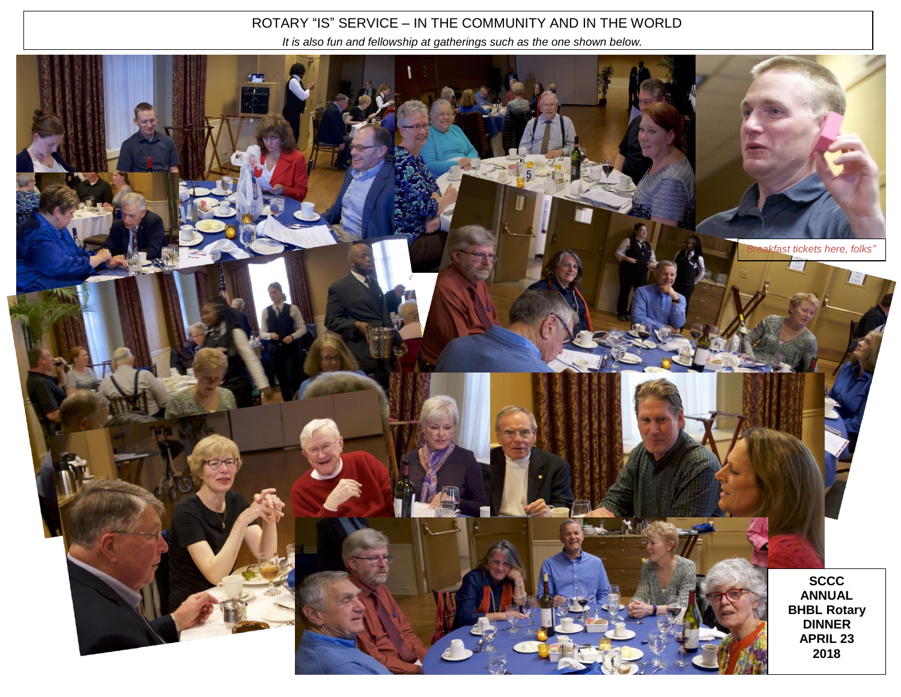ROTARY "IS" SERVICE – IN THE COMMUNITY AND IN THE WORLD

*It is also fun and fellowship at gatherings such as the one shown below.*

*Breakfast tickets here, folks"*

**SCCC ANNUAL BHBL Rotary DINNER APRIL 23 2018**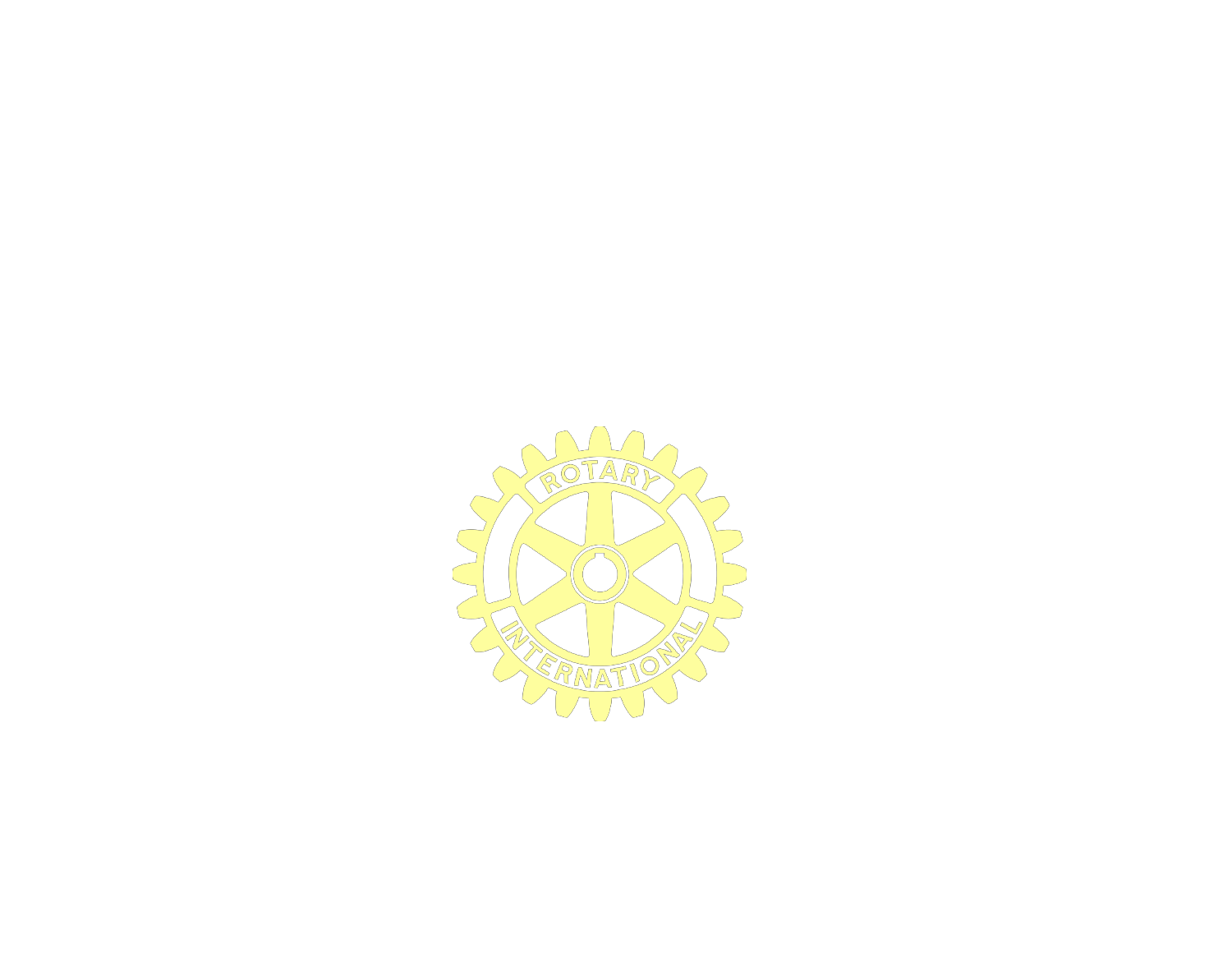ROTARY

INTERNATIONAL